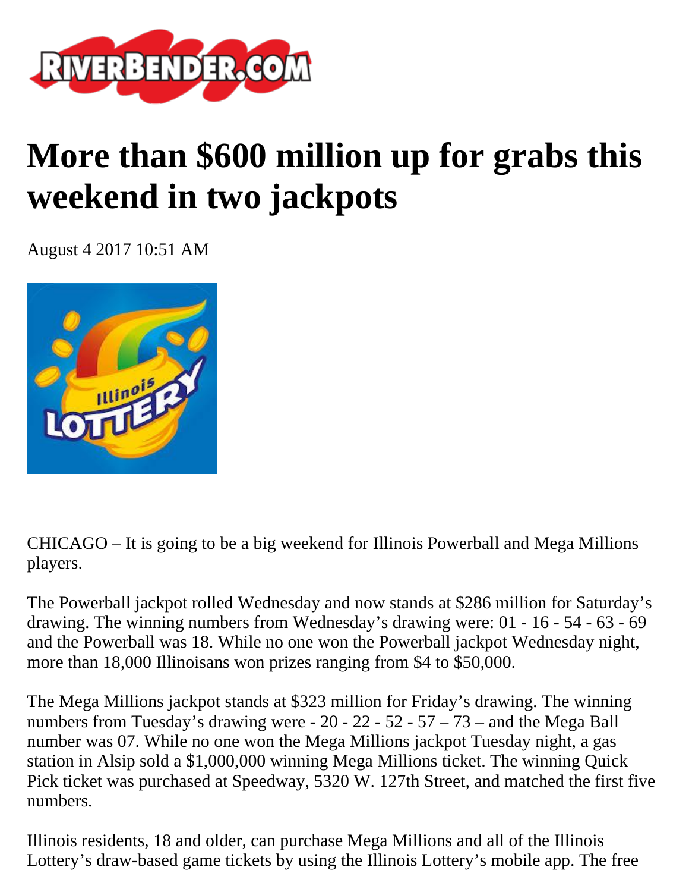# More than $600 million up for grabs this weekend in two jackpots

August 4 2017 10:51 AM

CHICAGO – It is going to be a big weekend for Illinois Powerball and Mega Millions players.

The Powerball jackpot rolled Wednesday and now stands at $286 million for Saturday's drawing. The winning numbers from Wednesday's drawing were: 01 - 16 - 54 - 63 - 69 and the Powerball was 18. While no one won the Powerball jackpot Wednesday night, more than 18,000 Illinoisans won prizes ranging from $4 to $50,000.

The Mega Millions jackpot stands at $323 million for Friday's drawing. The winning numbers from Tuesday's drawing were - 20 - 22 - 52 - 57 – 73 – and the Mega Ball number was 07. While no one won the Mega Millions jackpot Tuesday night, a gas station in Alsip sold a $1,000,000 winning Mega Millions ticket. The winning Quick Pick ticket was purchased at Speedway, 5320 W. 127th Street, and matched the first five numbers.

Illinois residents, 18 and older, can purchase Mega Millions and all of the Illinois Lottery's draw-based game tickets by using the Illinois Lottery's mobile app. The free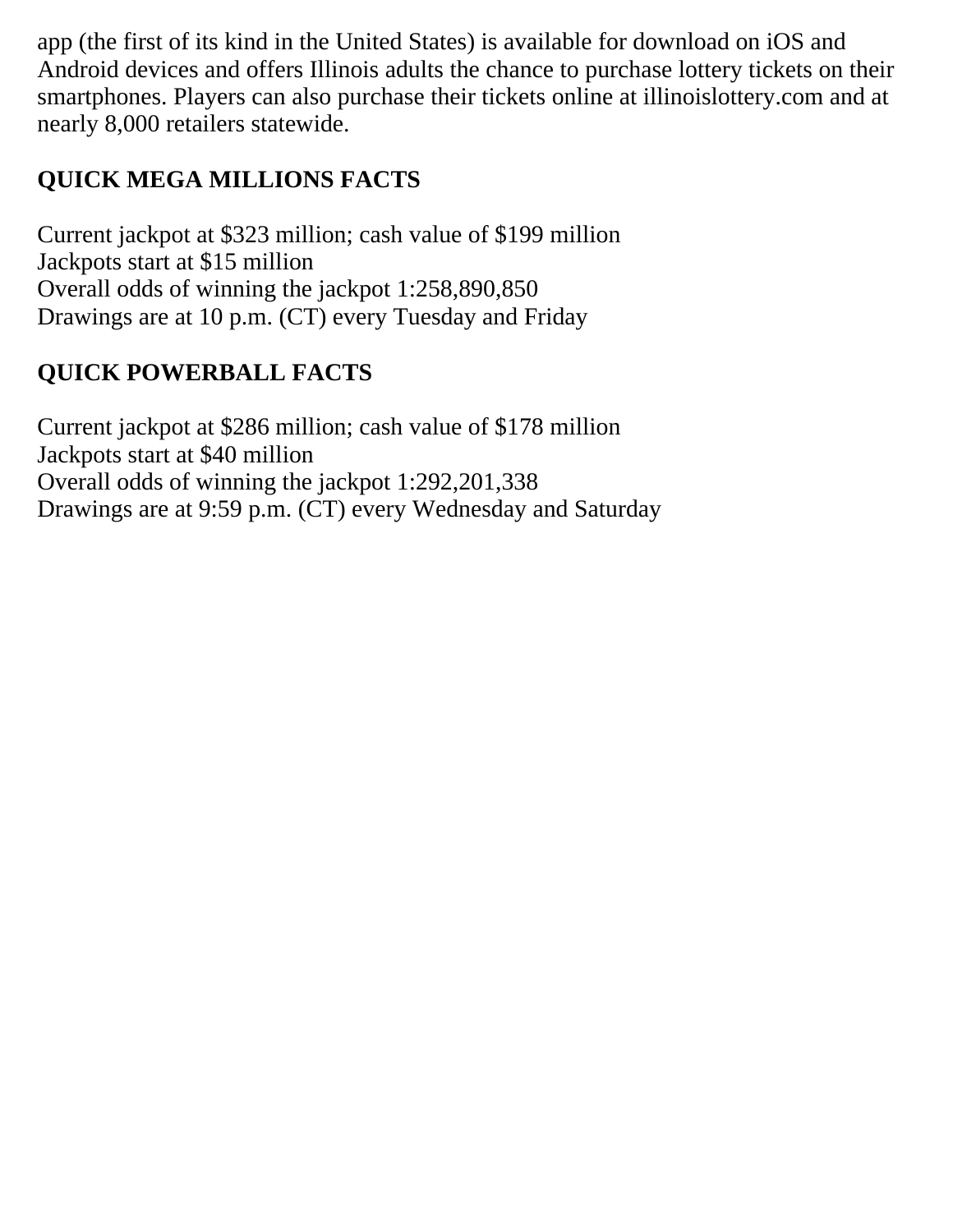app (the first of its kind in the United States) is available for download on iOS and Android devices and offers Illinois adults the chance to purchase lottery tickets on their smartphones. Players can also purchase their tickets online at illinoislottery.com and at nearly 8,000 retailers statewide.

**QUICK MEGA MILLIONS FACTS**

Current jackpot at $323 million; cash value of $199 million
Jackpots start at $15 million
Overall odds of winning the jackpot 1:258,890,850
Drawings are at 10 p.m. (CT) every Tuesday and Friday

**QUICK POWERBALL FACTS**

Current jackpot at $286 million; cash value of $178 million
Jackpots start at $40 million
Overall odds of winning the jackpot 1:292,201,338
Drawings are at 9:59 p.m. (CT) every Wednesday and Saturday